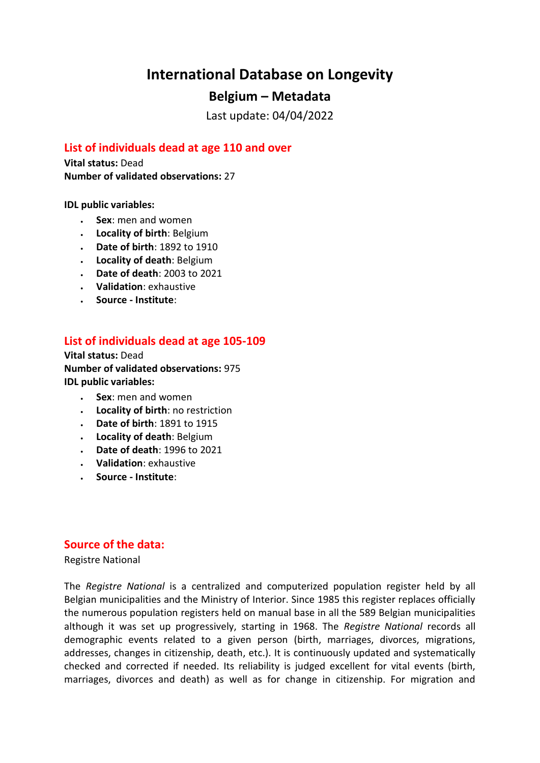# International Database on Longevity

## Belgium – Metadata

Last update: 04/04/2022

### List of individuals dead at age 110 and over

**Vital status:** Dead
**Number of validated observations:** 27

**IDL public variables:**

- **Sex**: men and women
- **Locality of birth**: Belgium
- **Date of birth**: 1892 to 1910
- **Locality of death**: Belgium
- **Date of death**: 2003 to 2021
- **Validation**: exhaustive
- **Source - Institute**:

### List of individuals dead at age 105-109

**Vital status:** Dead
**Number of validated observations:** 975
**IDL public variables:**

- **Sex**: men and women
- **Locality of birth**: no restriction
- **Date of birth**: 1891 to 1915
- **Locality of death**: Belgium
- **Date of death**: 1996 to 2021
- **Validation**: exhaustive
- **Source - Institute**:

### Source of the data:

Registre National

The *Registre National* is a centralized and computerized population register held by all Belgian municipalities and the Ministry of Interior. Since 1985 this register replaces officially the numerous population registers held on manual base in all the 589 Belgian municipalities although it was set up progressively, starting in 1968. The *Registre National* records all demographic events related to a given person (birth, marriages, divorces, migrations, addresses, changes in citizenship, death, etc.). It is continuously updated and systematically checked and corrected if needed. Its reliability is judged excellent for vital events (birth, marriages, divorces and death) as well as for change in citizenship. For migration and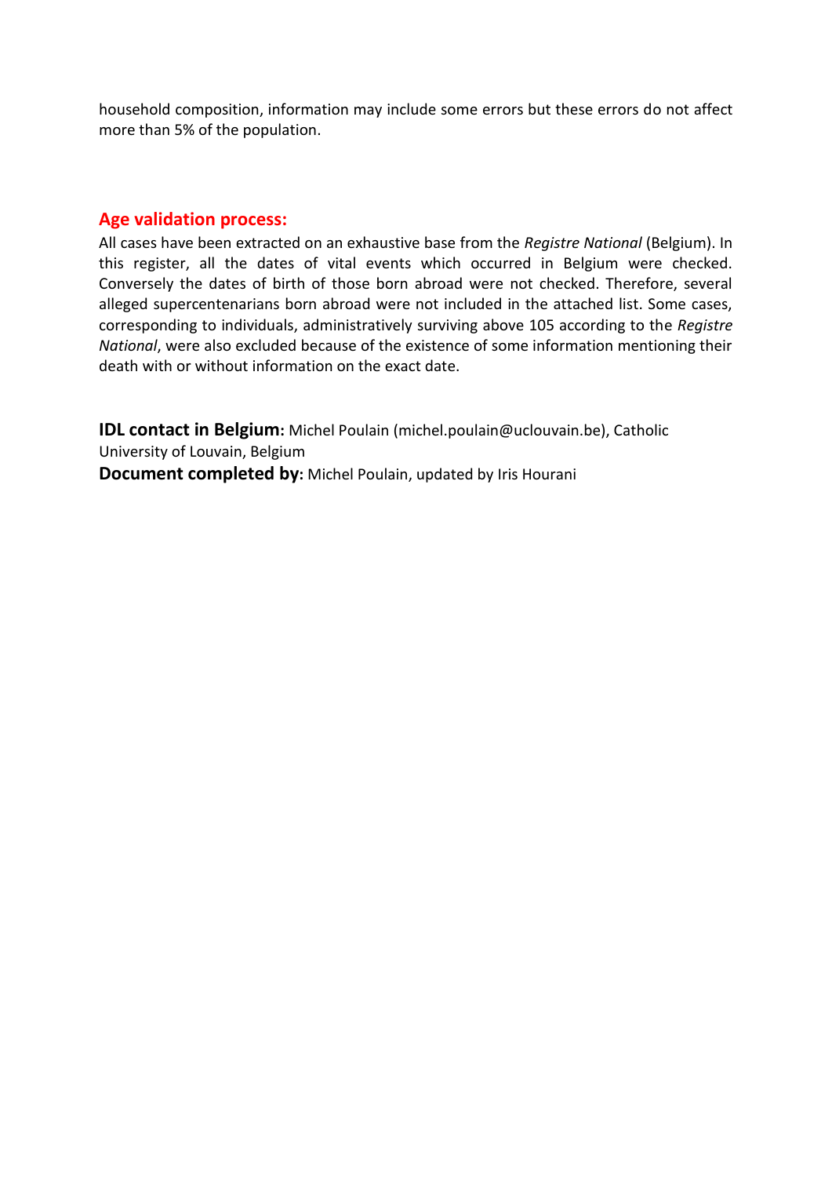household composition, information may include some errors but these errors do not affect more than 5% of the population.

## Age validation process:

All cases have been extracted on an exhaustive base from the *Registre National* (Belgium). In this register, all the dates of vital events which occurred in Belgium were checked. Conversely the dates of birth of those born abroad were not checked. Therefore, several alleged supercentenarians born abroad were not included in the attached list. Some cases, corresponding to individuals, administratively surviving above 105 according to the *Registre National*, were also excluded because of the existence of some information mentioning their death with or without information on the exact date.

**IDL contact in Belgium:** Michel Poulain (michel.poulain@uclouvain.be), Catholic University of Louvain, Belgium

**Document completed by:** Michel Poulain, updated by Iris Hourani